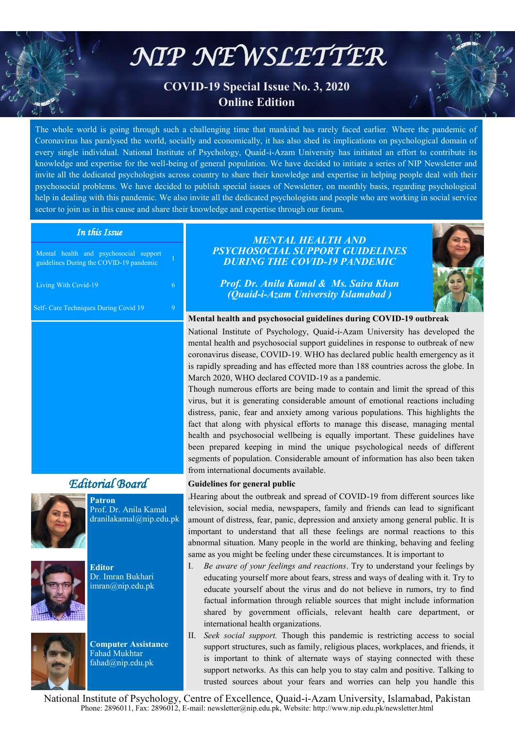# NIP NEWSLETTER

**COVID-19 Special Issue No. 3, 2020**
**Online Edition**

The whole world is going through such a challenging time that mankind has rarely faced earlier. Where the pandemic of Coronavirus has paralysed the world, socially and economically, it has also shed its implications on psychological domain of every single individual. National Institute of Psychology, Quaid-i-Azam University has initiated an effort to contribute its knowledge and expertise for the well-being of general population. We have decided to initiate a series of NIP Newsletter and invite all the dedicated psychologists across country to share their knowledge and expertise in helping people deal with their psychosocial problems. We have decided to publish special issues of Newsletter, on monthly basis, regarding psychological help in dealing with this pandemic. We also invite all the dedicated psychologists and people who are working in social service sector to join us in this cause and share their knowledge and expertise through our forum.

## *In this Issue*

| | |
|---|---|
| Mental health and psychosocial support guidelines During the COVID-19 pandemic | 1 |
| Living With Covid-19 | 6 |
| Self- Care Techniques During Covid 19 | 9 |

## *Editorial Board*

**Patron**
Prof. Dr. Anila Kamal
dranilakamal@nip.edu.pk

**Editor**
Dr. Imran Bukhari
imran@nip.edu.pk

**Computer Assistance**
Fahad Mukhtar
fahad@nip.edu.pk

## *MENTAL HEALTH AND PSYCHOSOCIAL SUPPORT GUIDELINES DURING THE COVID-19 PANDEMIC*

*Prof. Dr. Anila Kamal & Ms. Saira Khan*
*(Quaid-i-Azam University Islamabad )*

**Mental health and psychosocial guidelines during COVID-19 outbreak**

National Institute of Psychology, Quaid-i-Azam University has developed the mental health and psychosocial support guidelines in response to outbreak of new coronavirus disease, COVID-19. WHO has declared public health emergency as it is rapidly spreading and has effected more than 188 countries across the globe. In March 2020, WHO declared COVID-19 as a pandemic.

Though numerous efforts are being made to contain and limit the spread of this virus, but it is generating considerable amount of emotional reactions including distress, panic, fear and anxiety among various populations. This highlights the fact that along with physical efforts to manage this disease, managing mental health and psychosocial wellbeing is equally important. These guidelines have been prepared keeping in mind the unique psychological needs of different segments of population. Considerable amount of information has also been taken from international documents available.

**Guidelines for general public**

Hearing about the outbreak and spread of COVID-19 from different sources like television, social media, newspapers, family and friends can lead to significant amount of distress, fear, panic, depression and anxiety among general public. It is important to understand that all these feelings are normal reactions to this abnormal situation. Many people in the world are thinking, behaving and feeling same as you might be feeling under these circumstances. It is important to

I. *Be aware of your feelings and reactions*. Try to understand your feelings by educating yourself more about fears, stress and ways of dealing with it. Try to educate yourself about the virus and do not believe in rumors, try to find factual information through reliable sources that might include information shared by government officials, relevant health care department, or international health organizations.

II. *Seek social support.* Though this pandemic is restricting access to social support structures, such as family, religious places, workplaces, and friends, it is important to think of alternate ways of staying connected with these support networks. As this can help you to stay calm and positive. Talking to trusted sources about your fears and worries can help you handle this

National Institute of Psychology, Centre of Excellence, Quaid-i-Azam University, Islamabad, Pakistan
Phone: 2896011, Fax: 2896012, E-mail: newsletter@nip.edu.pk, Website: http://www.nip.edu.pk/newsletter.html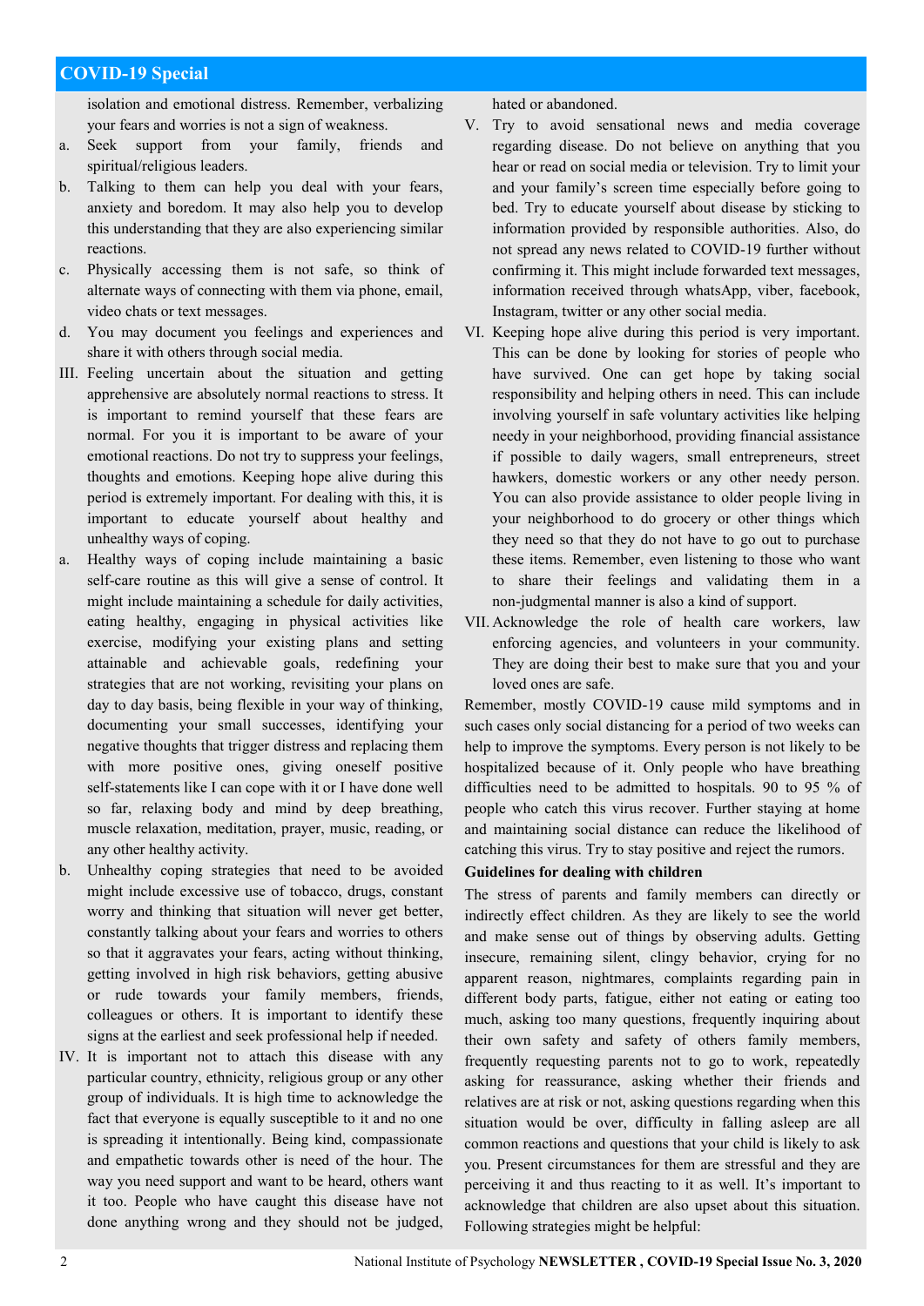isolation and emotional distress. Remember, verbalizing your fears and worries is not a sign of weakness.

a. Seek support from your family, friends and spiritual/religious leaders.
b. Talking to them can help you deal with your fears, anxiety and boredom. It may also help you to develop this understanding that they are also experiencing similar reactions.
c. Physically accessing them is not safe, so think of alternate ways of connecting with them via phone, email, video chats or text messages.
d. You may document you feelings and experiences and share it with others through social media.

III. Feeling uncertain about the situation and getting apprehensive are absolutely normal reactions to stress. It is important to remind yourself that these fears are normal. For you it is important to be aware of your emotional reactions. Do not try to suppress your feelings, thoughts and emotions. Keeping hope alive during this period is extremely important. For dealing with this, it is important to educate yourself about healthy and unhealthy ways of coping.

a. Healthy ways of coping include maintaining a basic self-care routine as this will give a sense of control. It might include maintaining a schedule for daily activities, eating healthy, engaging in physical activities like exercise, modifying your existing plans and setting attainable and achievable goals, redefining your strategies that are not working, revisiting your plans on day to day basis, being flexible in your way of thinking, documenting your small successes, identifying your negative thoughts that trigger distress and replacing them with more positive ones, giving oneself positive self-statements like I can cope with it or I have done well so far, relaxing body and mind by deep breathing, muscle relaxation, meditation, prayer, music, reading, or any other healthy activity.
b. Unhealthy coping strategies that need to be avoided might include excessive use of tobacco, drugs, constant worry and thinking that situation will never get better, constantly talking about your fears and worries to others so that it aggravates your fears, acting without thinking, getting involved in high risk behaviors, getting abusive or rude towards your family members, friends, colleagues or others. It is important to identify these signs at the earliest and seek professional help if needed.

IV. It is important not to attach this disease with any particular country, ethnicity, religious group or any other group of individuals. It is high time to acknowledge the fact that everyone is equally susceptible to it and no one is spreading it intentionally. Being kind, compassionate and empathetic towards other is need of the hour. The way you need support and want to be heard, others want it too. People who have caught this disease have not done anything wrong and they should not be judged, hated or abandoned.

V. Try to avoid sensational news and media coverage regarding disease. Do not believe on anything that you hear or read on social media or television. Try to limit your and your family's screen time especially before going to bed. Try to educate yourself about disease by sticking to information provided by responsible authorities. Also, do not spread any news related to COVID-19 further without confirming it. This might include forwarded text messages, information received through whatsApp, viber, facebook, Instagram, twitter or any other social media.

VI. Keeping hope alive during this period is very important. This can be done by looking for stories of people who have survived. One can get hope by taking social responsibility and helping others in need. This can include involving yourself in safe voluntary activities like helping needy in your neighborhood, providing financial assistance if possible to daily wagers, small entrepreneurs, street hawkers, domestic workers or any other needy person. You can also provide assistance to older people living in your neighborhood to do grocery or other things which they need so that they do not have to go out to purchase these items. Remember, even listening to those who want to share their feelings and validating them in a non-judgmental manner is also a kind of support.

VII. Acknowledge the role of health care workers, law enforcing agencies, and volunteers in your community. They are doing their best to make sure that you and your loved ones are safe.

Remember, mostly COVID-19 cause mild symptoms and in such cases only social distancing for a period of two weeks can help to improve the symptoms. Every person is not likely to be hospitalized because of it. Only people who have breathing difficulties need to be admitted to hospitals. 90 to 95 % of people who catch this virus recover. Further staying at home and maintaining social distance can reduce the likelihood of catching this virus. Try to stay positive and reject the rumors.

**Guidelines for dealing with children**

The stress of parents and family members can directly or indirectly effect children. As they are likely to see the world and make sense out of things by observing adults. Getting insecure, remaining silent, clingy behavior, crying for no apparent reason, nightmares, complaints regarding pain in different body parts, fatigue, either not eating or eating too much, asking too many questions, frequently inquiring about their own safety and safety of others family members, frequently requesting parents not to go to work, repeatedly asking for reassurance, asking whether their friends and relatives are at risk or not, asking questions regarding when this situation would be over, difficulty in falling asleep are all common reactions and questions that your child is likely to ask you. Present circumstances for them are stressful and they are perceiving it and thus reacting to it as well. It's important to acknowledge that children are also upset about this situation. Following strategies might be helpful: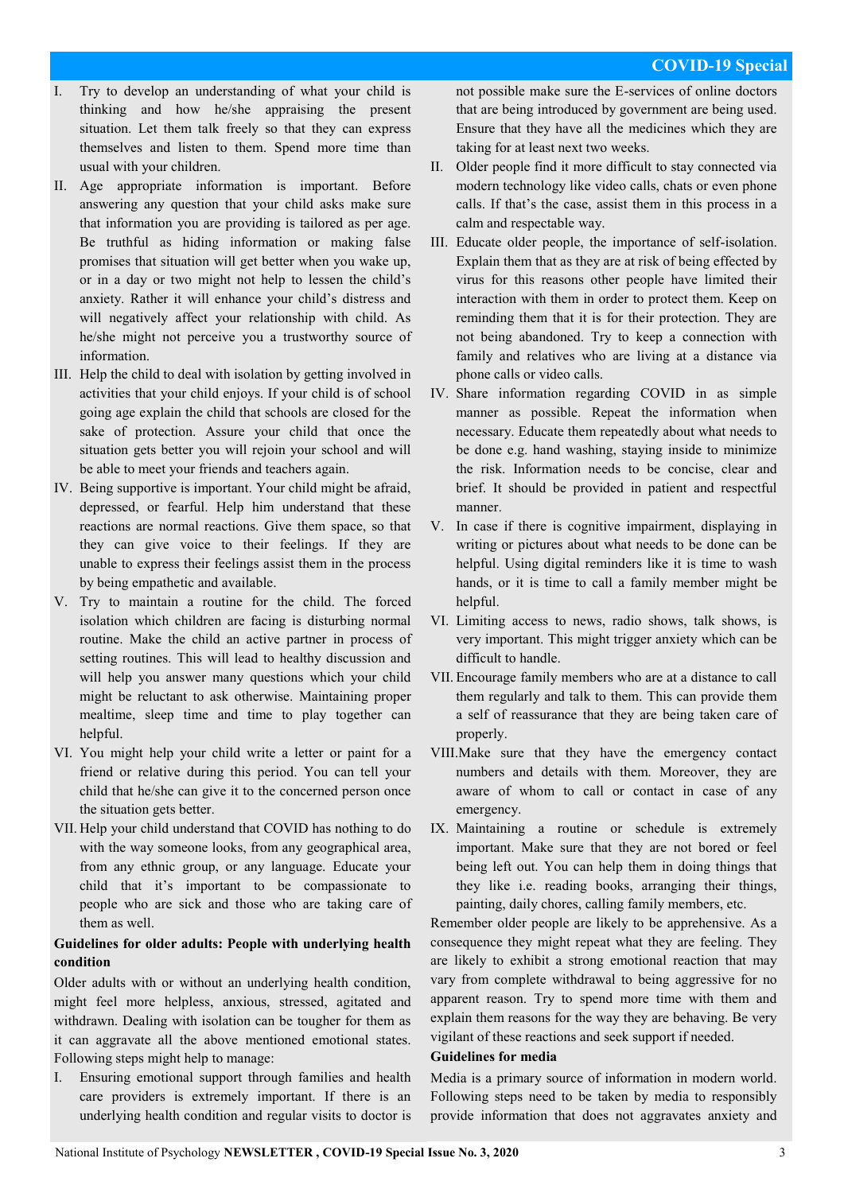I. Try to develop an understanding of what your child is thinking and how he/she appraising the present situation. Let them talk freely so that they can express themselves and listen to them. Spend more time than usual with your children.

II. Age appropriate information is important. Before answering any question that your child asks make sure that information you are providing is tailored as per age. Be truthful as hiding information or making false promises that situation will get better when you wake up, or in a day or two might not help to lessen the child's anxiety. Rather it will enhance your child's distress and will negatively affect your relationship with child. As he/she might not perceive you a trustworthy source of information.

III. Help the child to deal with isolation by getting involved in activities that your child enjoys. If your child is of school going age explain the child that schools are closed for the sake of protection. Assure your child that once the situation gets better you will rejoin your school and will be able to meet your friends and teachers again.

IV. Being supportive is important. Your child might be afraid, depressed, or fearful. Help him understand that these reactions are normal reactions. Give them space, so that they can give voice to their feelings. If they are unable to express their feelings assist them in the process by being empathetic and available.

V. Try to maintain a routine for the child. The forced isolation which children are facing is disturbing normal routine. Make the child an active partner in process of setting routines. This will lead to healthy discussion and will help you answer many questions which your child might be reluctant to ask otherwise. Maintaining proper mealtime, sleep time and time to play together can helpful.

VI. You might help your child write a letter or paint for a friend or relative during this period. You can tell your child that he/she can give it to the concerned person once the situation gets better.

VII. Help your child understand that COVID has nothing to do with the way someone looks, from any geographical area, from any ethnic group, or any language. Educate your child that it's important to be compassionate to people who are sick and those who are taking care of them as well.

**Guidelines for older adults: People with underlying health condition**

Older adults with or without an underlying health condition, might feel more helpless, anxious, stressed, agitated and withdrawn. Dealing with isolation can be tougher for them as it can aggravate all the above mentioned emotional states. Following steps might help to manage:

I. Ensuring emotional support through families and health care providers is extremely important. If there is an underlying health condition and regular visits to doctor is not possible make sure the E-services of online doctors that are being introduced by government are being used. Ensure that they have all the medicines which they are taking for at least next two weeks.

II. Older people find it more difficult to stay connected via modern technology like video calls, chats or even phone calls. If that's the case, assist them in this process in a calm and respectable way.

III. Educate older people, the importance of self-isolation. Explain them that as they are at risk of being effected by virus for this reasons other people have limited their interaction with them in order to protect them. Keep on reminding them that it is for their protection. They are not being abandoned. Try to keep a connection with family and relatives who are living at a distance via phone calls or video calls.

IV. Share information regarding COVID in as simple manner as possible. Repeat the information when necessary. Educate them repeatedly about what needs to be done e.g. hand washing, staying inside to minimize the risk. Information needs to be concise, clear and brief. It should be provided in patient and respectful manner.

V. In case if there is cognitive impairment, displaying in writing or pictures about what needs to be done can be helpful. Using digital reminders like it is time to wash hands, or it is time to call a family member might be helpful.

VI. Limiting access to news, radio shows, talk shows, is very important. This might trigger anxiety which can be difficult to handle.

VII. Encourage family members who are at a distance to call them regularly and talk to them. This can provide them a self of reassurance that they are being taken care of properly.

VIII. Make sure that they have the emergency contact numbers and details with them. Moreover, they are aware of whom to call or contact in case of any emergency.

IX. Maintaining a routine or schedule is extremely important. Make sure that they are not bored or feel being left out. You can help them in doing things that they like i.e. reading books, arranging their things, painting, daily chores, calling family members, etc.

Remember older people are likely to be apprehensive. As a consequence they might repeat what they are feeling. They are likely to exhibit a strong emotional reaction that may vary from complete withdrawal to being aggressive for no apparent reason. Try to spend more time with them and explain them reasons for the way they are behaving. Be very vigilant of these reactions and seek support if needed.

**Guidelines for media**

Media is a primary source of information in modern world. Following steps need to be taken by media to responsibly provide information that does not aggravates anxiety and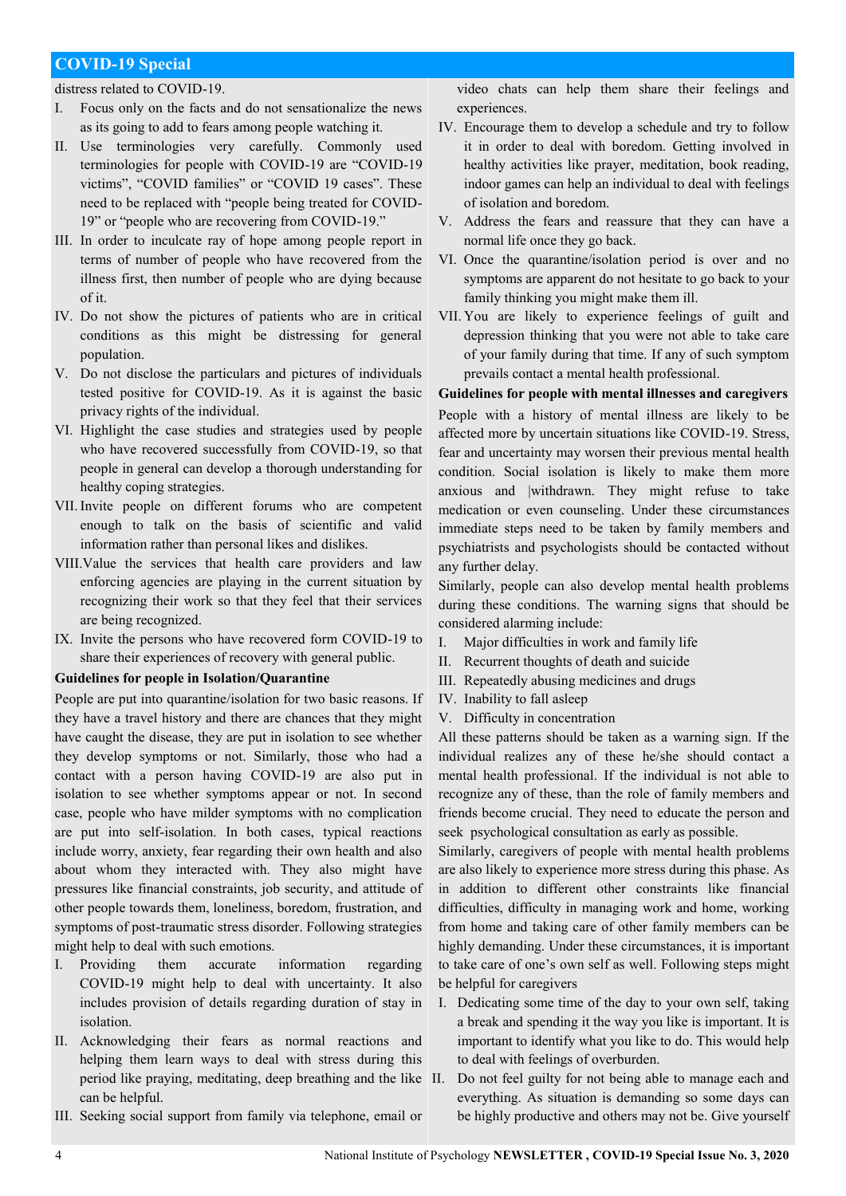## COVID-19 Special

distress related to COVID-19.

I. Focus only on the facts and do not sensationalize the news as its going to add to fears among people watching it.
II. Use terminologies very carefully. Commonly used terminologies for people with COVID-19 are "COVID-19 victims", "COVID families" or "COVID 19 cases". These need to be replaced with "people being treated for COVID-19" or "people who are recovering from COVID-19."
III. In order to inculcate ray of hope among people report in terms of number of people who have recovered from the illness first, then number of people who are dying because of it.
IV. Do not show the pictures of patients who are in critical conditions as this might be distressing for general population.
V. Do not disclose the particulars and pictures of individuals tested positive for COVID-19. As it is against the basic privacy rights of the individual.
VI. Highlight the case studies and strategies used by people who have recovered successfully from COVID-19, so that people in general can develop a thorough understanding for healthy coping strategies.
VII. Invite people on different forums who are competent enough to talk on the basis of scientific and valid information rather than personal likes and dislikes.
VIII. Value the services that health care providers and law enforcing agencies are playing in the current situation by recognizing their work so that they feel that their services are being recognized.
IX. Invite the persons who have recovered form COVID-19 to share their experiences of recovery with general public.

**Guidelines for people in Isolation/Quarantine**

People are put into quarantine/isolation for two basic reasons. If they have a travel history and there are chances that they might have caught the disease, they are put in isolation to see whether they develop symptoms or not. Similarly, those who had a contact with a person having COVID-19 are also put in isolation to see whether symptoms appear or not. In second case, people who have milder symptoms with no complication are put into self-isolation. In both cases, typical reactions include worry, anxiety, fear regarding their own health and also about whom they interacted with. They also might have pressures like financial constraints, job security, and attitude of other people towards them, loneliness, boredom, frustration, and symptoms of post-traumatic stress disorder. Following strategies might help to deal with such emotions.

I. Providing them accurate information regarding COVID-19 might help to deal with uncertainty. It also includes provision of details regarding duration of stay in isolation.
II. Acknowledging their fears as normal reactions and helping them learn ways to deal with stress during this period like praying, meditating, deep breathing and the like can be helpful.
III. Seeking social support from family via telephone, email or video chats can help them share their feelings and experiences.
IV. Encourage them to develop a schedule and try to follow it in order to deal with boredom. Getting involved in healthy activities like prayer, meditation, book reading, indoor games can help an individual to deal with feelings of isolation and boredom.
V. Address the fears and reassure that they can have a normal life once they go back.
VI. Once the quarantine/isolation period is over and no symptoms are apparent do not hesitate to go back to your family thinking you might make them ill.
VII. You are likely to experience feelings of guilt and depression thinking that you were not able to take care of your family during that time. If any of such symptom prevails contact a mental health professional.

**Guidelines for people with mental illnesses and caregivers**

People with a history of mental illness are likely to be affected more by uncertain situations like COVID-19. Stress, fear and uncertainty may worsen their previous mental health condition. Social isolation is likely to make them more anxious and |withdrawn. They might refuse to take medication or even counseling. Under these circumstances immediate steps need to be taken by family members and psychiatrists and psychologists should be contacted without any further delay.

Similarly, people can also develop mental health problems during these conditions. The warning signs that should be considered alarming include:

I. Major difficulties in work and family life
II. Recurrent thoughts of death and suicide
III. Repeatedly abusing medicines and drugs
IV. Inability to fall asleep
V. Difficulty in concentration

All these patterns should be taken as a warning sign. If the individual realizes any of these he/she should contact a mental health professional. If the individual is not able to recognize any of these, than the role of family members and friends become crucial. They need to educate the person and seek psychological consultation as early as possible.

Similarly, caregivers of people with mental health problems are also likely to experience more stress during this phase. As in addition to different other constraints like financial difficulties, difficulty in managing work and home, working from home and taking care of other family members can be highly demanding. Under these circumstances, it is important to take care of one's own self as well. Following steps might be helpful for caregivers

I. Dedicating some time of the day to your own self, taking a break and spending it the way you like is important. It is important to identify what you like to do. This would help to deal with feelings of overburden.
II. Do not feel guilty for not being able to manage each and everything. As situation is demanding so some days can be highly productive and others may not be. Give yourself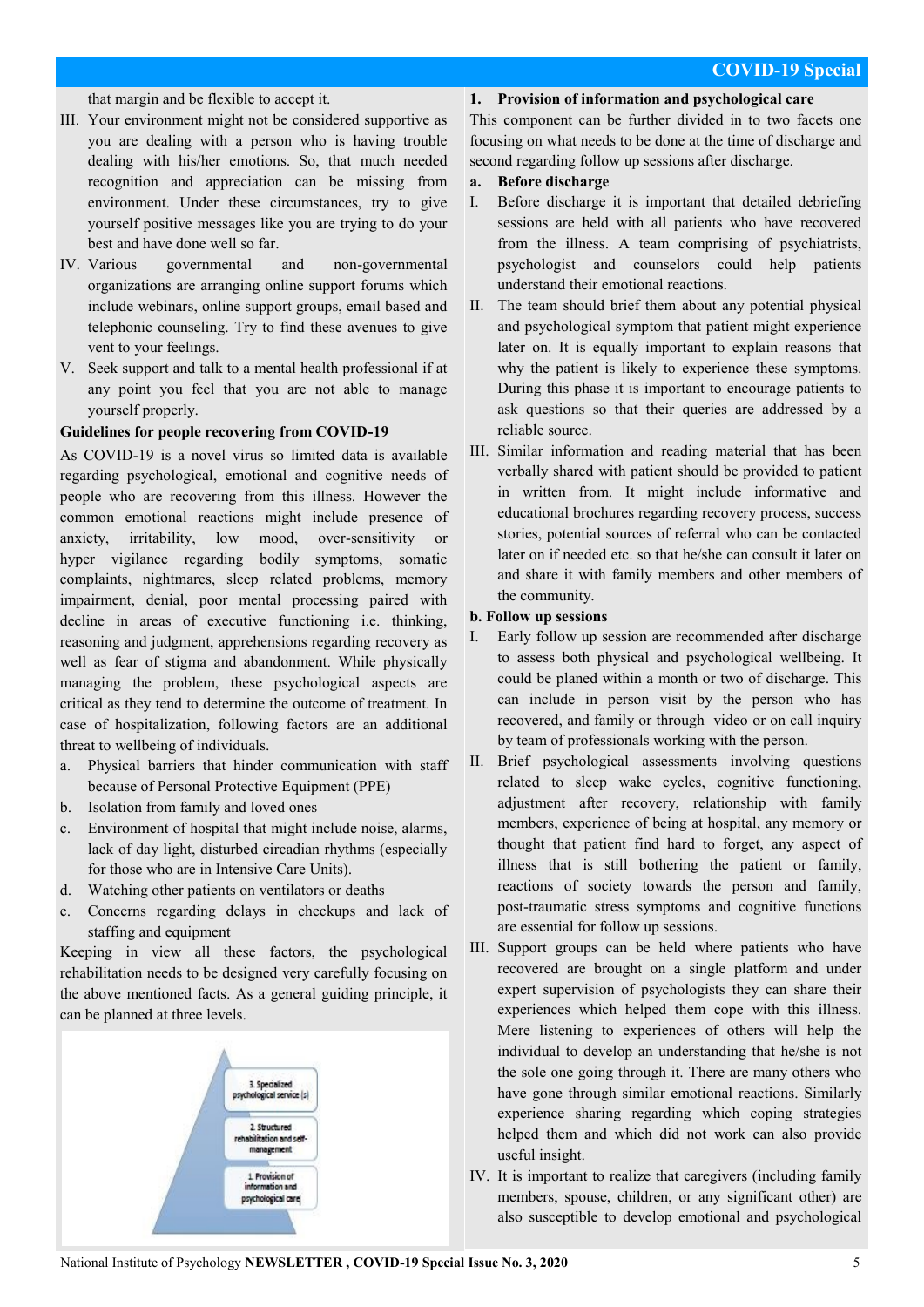that margin and be flexible to accept it.

III. Your environment might not be considered supportive as you are dealing with a person who is having trouble dealing with his/her emotions. So, that much needed recognition and appreciation can be missing from environment. Under these circumstances, try to give yourself positive messages like you are trying to do your best and have done well so far.

IV. Various governmental and non-governmental organizations are arranging online support forums which include webinars, online support groups, email based and telephonic counseling. Try to find these avenues to give vent to your feelings.

V. Seek support and talk to a mental health professional if at any point you feel that you are not able to manage yourself properly.

**Guidelines for people recovering from COVID-19**

As COVID-19 is a novel virus so limited data is available regarding psychological, emotional and cognitive needs of people who are recovering from this illness. However the common emotional reactions might include presence of anxiety, irritability, low mood, over-sensitivity or hyper vigilance regarding bodily symptoms, somatic complaints, nightmares, sleep related problems, memory impairment, denial, poor mental processing paired with decline in areas of executive functioning i.e. thinking, reasoning and judgment, apprehensions regarding recovery as well as fear of stigma and abandonment. While physically managing the problem, these psychological aspects are critical as they tend to determine the outcome of treatment. In case of hospitalization, following factors are an additional threat to wellbeing of individuals.

a. Physical barriers that hinder communication with staff because of Personal Protective Equipment (PPE)
b. Isolation from family and loved ones
c. Environment of hospital that might include noise, alarms, lack of day light, disturbed circadian rhythms (especially for those who are in Intensive Care Units).
d. Watching other patients on ventilators or deaths
e. Concerns regarding delays in checkups and lack of staffing and equipment

Keeping in view all these factors, the psychological rehabilitation needs to be designed very carefully focusing on the above mentioned facts. As a general guiding principle, it can be planned at three levels.

3. Specialized psychological service (s)
2. Structured rehabilitation and self-management
1. Provision of information and psychological care

**1. Provision of information and psychological care**

This component can be further divided in to two facets one focusing on what needs to be done at the time of discharge and second regarding follow up sessions after discharge.

**a. Before discharge**

I. Before discharge it is important that detailed debriefing sessions are held with all patients who have recovered from the illness. A team comprising of psychiatrists, psychologist and counselors could help patients understand their emotional reactions.

II. The team should brief them about any potential physical and psychological symptom that patient might experience later on. It is equally important to explain reasons that why the patient is likely to experience these symptoms. During this phase it is important to encourage patients to ask questions so that their queries are addressed by a reliable source.

III. Similar information and reading material that has been verbally shared with patient should be provided to patient in written from. It might include informative and educational brochures regarding recovery process, success stories, potential sources of referral who can be contacted later on if needed etc. so that he/she can consult it later on and share it with family members and other members of the community.

**b. Follow up sessions**

I. Early follow up session are recommended after discharge to assess both physical and psychological wellbeing. It could be planed within a month or two of discharge. This can include in person visit by the person who has recovered, and family or through video or on call inquiry by team of professionals working with the person.

II. Brief psychological assessments involving questions related to sleep wake cycles, cognitive functioning, adjustment after recovery, relationship with family members, experience of being at hospital, any memory or thought that patient find hard to forget, any aspect of illness that is still bothering the patient or family, reactions of society towards the person and family, post-traumatic stress symptoms and cognitive functions are essential for follow up sessions.

III. Support groups can be held where patients who have recovered are brought on a single platform and under expert supervision of psychologists they can share their experiences which helped them cope with this illness. Mere listening to experiences of others will help the individual to develop an understanding that he/she is not the sole one going through it. There are many others who have gone through similar emotional reactions. Similarly experience sharing regarding which coping strategies helped them and which did not work can also provide useful insight.

IV. It is important to realize that caregivers (including family members, spouse, children, or any significant other) are also susceptible to develop emotional and psychological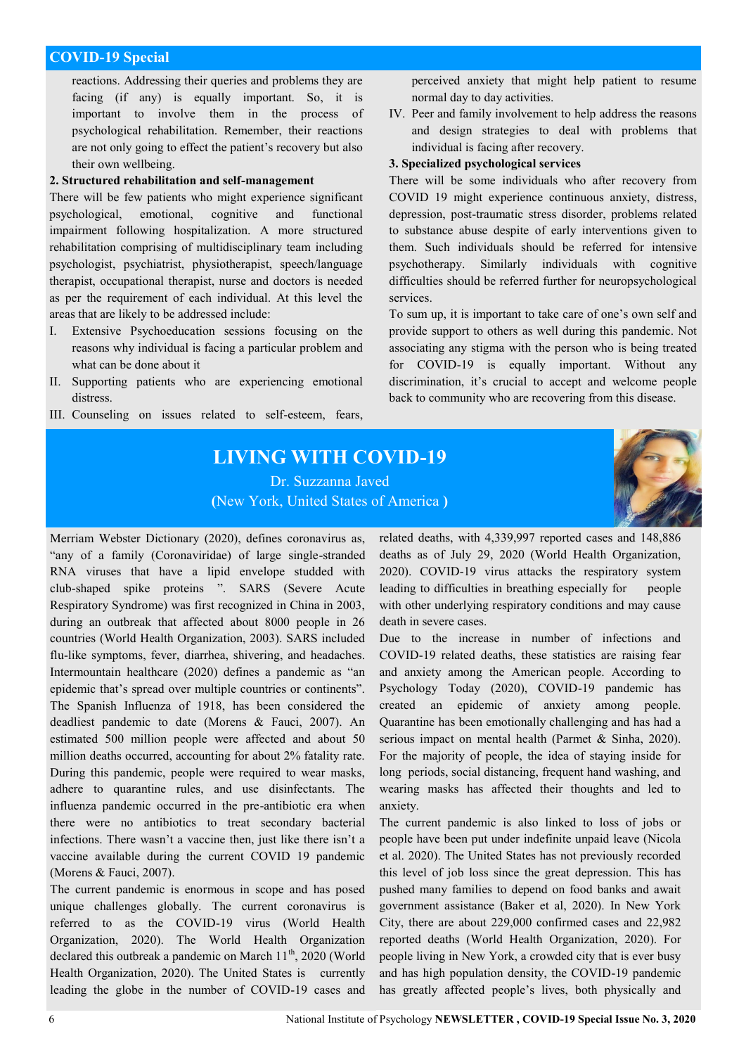reactions. Addressing their queries and problems they are facing (if any) is equally important. So, it is important to involve them in the process of psychological rehabilitation. Remember, their reactions are not only going to effect the patient's recovery but also their own wellbeing.

**2. Structured rehabilitation and self-management**

There will be few patients who might experience significant psychological, emotional, cognitive and functional impairment following hospitalization. A more structured rehabilitation comprising of multidisciplinary team including psychologist, psychiatrist, physiotherapist, speech/language therapist, occupational therapist, nurse and doctors is needed as per the requirement of each individual. At this level the areas that are likely to be addressed include:

I. Extensive Psychoeducation sessions focusing on the reasons why individual is facing a particular problem and what can be done about it

II. Supporting patients who are experiencing emotional distress.

III. Counseling on issues related to self-esteem, fears, perceived anxiety that might help patient to resume normal day to day activities.

IV. Peer and family involvement to help address the reasons and design strategies to deal with problems that individual is facing after recovery.

**3. Specialized psychological services**

There will be some individuals who after recovery from COVID 19 might experience continuous anxiety, distress, depression, post-traumatic stress disorder, problems related to substance abuse despite of early interventions given to them. Such individuals should be referred for intensive psychotherapy. Similarly individuals with cognitive difficulties should be referred further for neuropsychological services.

To sum up, it is important to take care of one's own self and provide support to others as well during this pandemic. Not associating any stigma with the person who is being treated for COVID-19 is equally important. Without any discrimination, it's crucial to accept and welcome people back to community who are recovering from this disease.

# LIVING WITH COVID-19

Dr. Suzzanna Javed

(New York, United States of America )

Merriam Webster Dictionary (2020), defines coronavirus as, "any of a family (Coronaviridae) of large single-stranded RNA viruses that have a lipid envelope studded with club-shaped spike proteins ". SARS (Severe Acute Respiratory Syndrome) was first recognized in China in 2003, during an outbreak that affected about 8000 people in 26 countries (World Health Organization, 2003). SARS included flu-like symptoms, fever, diarrhea, shivering, and headaches. Intermountain healthcare (2020) defines a pandemic as "an epidemic that's spread over multiple countries or continents". The Spanish Influenza of 1918, has been considered the deadliest pandemic to date (Morens & Fauci, 2007). An estimated 500 million people were affected and about 50 million deaths occurred, accounting for about 2% fatality rate. During this pandemic, people were required to wear masks, adhere to quarantine rules, and use disinfectants. The influenza pandemic occurred in the pre-antibiotic era when there were no antibiotics to treat secondary bacterial infections. There wasn't a vaccine then, just like there isn't a vaccine available during the current COVID 19 pandemic (Morens & Fauci, 2007).

The current pandemic is enormous in scope and has posed unique challenges globally. The current coronavirus is referred to as the COVID-19 virus (World Health Organization, 2020). The World Health Organization declared this outbreak a pandemic on March 11th, 2020 (World Health Organization, 2020). The United States is currently leading the globe in the number of COVID-19 cases and related deaths, with 4,339,997 reported cases and 148,886 deaths as of July 29, 2020 (World Health Organization, 2020). COVID-19 virus attacks the respiratory system leading to difficulties in breathing especially for people with other underlying respiratory conditions and may cause death in severe cases.

Due to the increase in number of infections and COVID-19 related deaths, these statistics are raising fear and anxiety among the American people. According to Psychology Today (2020), COVID-19 pandemic has created an epidemic of anxiety among people. Quarantine has been emotionally challenging and has had a serious impact on mental health (Parmet & Sinha, 2020). For the majority of people, the idea of staying inside for long periods, social distancing, frequent hand washing, and wearing masks has affected their thoughts and led to anxiety.

The current pandemic is also linked to loss of jobs or people have been put under indefinite unpaid leave (Nicola et al. 2020). The United States has not previously recorded this level of job loss since the great depression. This has pushed many families to depend on food banks and await government assistance (Baker et al, 2020). In New York City, there are about 229,000 confirmed cases and 22,982 reported deaths (World Health Organization, 2020). For people living in New York, a crowded city that is ever busy and has high population density, the COVID-19 pandemic has greatly affected people's lives, both physically and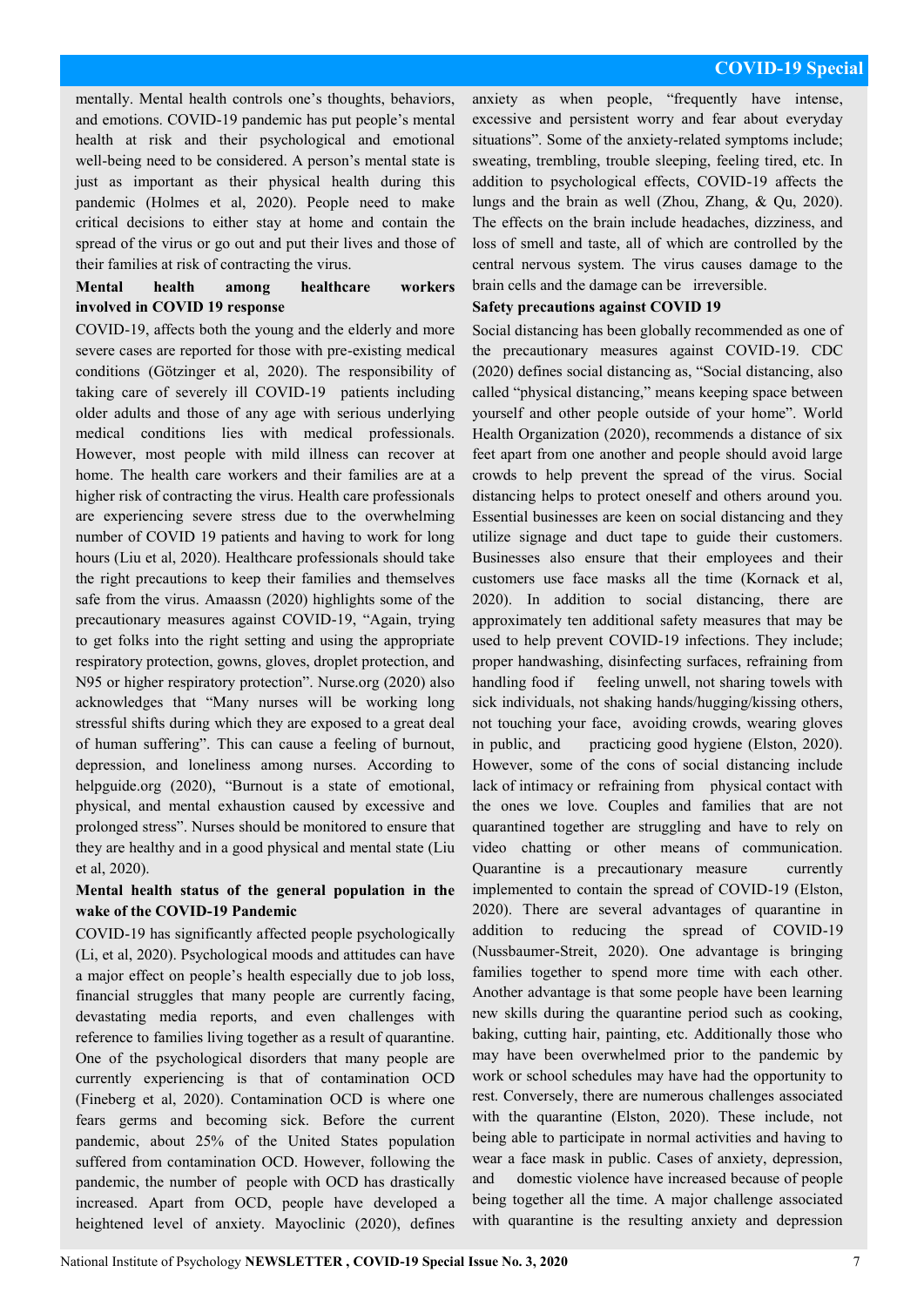mentally. Mental health controls one's thoughts, behaviors, and emotions. COVID-19 pandemic has put people's mental health at risk and their psychological and emotional well-being need to be considered. A person's mental state is just as important as their physical health during this pandemic (Holmes et al, 2020). People need to make critical decisions to either stay at home and contain the spread of the virus or go out and put their lives and those of their families at risk of contracting the virus.

**Mental health among healthcare workers involved in COVID 19 response**

COVID-19, affects both the young and the elderly and more severe cases are reported for those with pre-existing medical conditions (Götzinger et al, 2020). The responsibility of taking care of severely ill COVID-19 patients including older adults and those of any age with serious underlying medical conditions lies with medical professionals. However, most people with mild illness can recover at home. The health care workers and their families are at a higher risk of contracting the virus. Health care professionals are experiencing severe stress due to the overwhelming number of COVID 19 patients and having to work for long hours (Liu et al, 2020). Healthcare professionals should take the right precautions to keep their families and themselves safe from the virus. Amaassn (2020) highlights some of the precautionary measures against COVID-19, "Again, trying to get folks into the right setting and using the appropriate respiratory protection, gowns, gloves, droplet protection, and N95 or higher respiratory protection". Nurse.org (2020) also acknowledges that "Many nurses will be working long stressful shifts during which they are exposed to a great deal of human suffering". This can cause a feeling of burnout, depression, and loneliness among nurses. According to helpguide.org (2020), "Burnout is a state of emotional, physical, and mental exhaustion caused by excessive and prolonged stress". Nurses should be monitored to ensure that they are healthy and in a good physical and mental state (Liu et al, 2020).

**Mental health status of the general population in the wake of the COVID-19 Pandemic**

COVID-19 has significantly affected people psychologically (Li, et al, 2020). Psychological moods and attitudes can have a major effect on people's health especially due to job loss, financial struggles that many people are currently facing, devastating media reports, and even challenges with reference to families living together as a result of quarantine. One of the psychological disorders that many people are currently experiencing is that of contamination OCD (Fineberg et al, 2020). Contamination OCD is where one fears germs and becoming sick. Before the current pandemic, about 25% of the United States population suffered from contamination OCD. However, following the pandemic, the number of people with OCD has drastically increased. Apart from OCD, people have developed a heightened level of anxiety. Mayoclinic (2020), defines anxiety as when people, "frequently have intense, excessive and persistent worry and fear about everyday situations". Some of the anxiety-related symptoms include; sweating, trembling, trouble sleeping, feeling tired, etc. In addition to psychological effects, COVID-19 affects the lungs and the brain as well (Zhou, Zhang, & Qu, 2020). The effects on the brain include headaches, dizziness, and loss of smell and taste, all of which are controlled by the central nervous system. The virus causes damage to the brain cells and the damage can be irreversible.

**Safety precautions against COVID 19**

Social distancing has been globally recommended as one of the precautionary measures against COVID-19. CDC (2020) defines social distancing as, "Social distancing, also called "physical distancing," means keeping space between yourself and other people outside of your home". World Health Organization (2020), recommends a distance of six feet apart from one another and people should avoid large crowds to help prevent the spread of the virus. Social distancing helps to protect oneself and others around you. Essential businesses are keen on social distancing and they utilize signage and duct tape to guide their customers. Businesses also ensure that their employees and their customers use face masks all the time (Kornack et al, 2020). In addition to social distancing, there are approximately ten additional safety measures that may be used to help prevent COVID-19 infections. They include; proper handwashing, disinfecting surfaces, refraining from handling food if feeling unwell, not sharing towels with sick individuals, not shaking hands/hugging/kissing others, not touching your face, avoiding crowds, wearing gloves in public, and practicing good hygiene (Elston, 2020). However, some of the cons of social distancing include lack of intimacy or refraining from physical contact with the ones we love. Couples and families that are not quarantined together are struggling and have to rely on video chatting or other means of communication. Quarantine is a precautionary measure currently implemented to contain the spread of COVID-19 (Elston, 2020). There are several advantages of quarantine in addition to reducing the spread of COVID-19 (Nussbaumer-Streit, 2020). One advantage is bringing families together to spend more time with each other. Another advantage is that some people have been learning new skills during the quarantine period such as cooking, baking, cutting hair, painting, etc. Additionally those who may have been overwhelmed prior to the pandemic by work or school schedules may have had the opportunity to rest. Conversely, there are numerous challenges associated with the quarantine (Elston, 2020). These include, not being able to participate in normal activities and having to wear a face mask in public. Cases of anxiety, depression, and domestic violence have increased because of people being together all the time. A major challenge associated with quarantine is the resulting anxiety and depression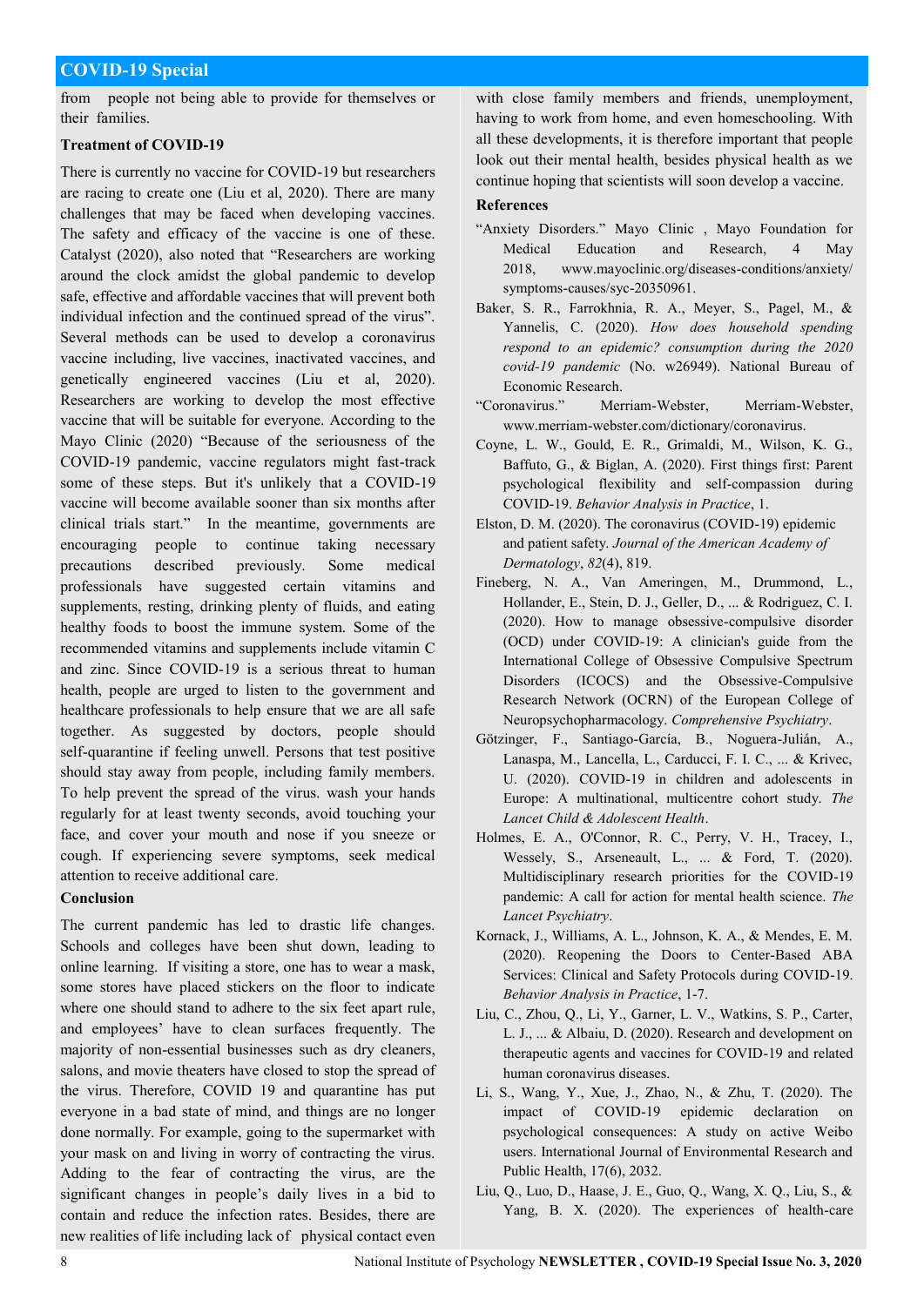from people not being able to provide for themselves or their families.

### Treatment of COVID-19

There is currently no vaccine for COVID-19 but researchers are racing to create one (Liu et al, 2020). There are many challenges that may be faced when developing vaccines. The safety and efficacy of the vaccine is one of these. Catalyst (2020), also noted that "Researchers are working around the clock amidst the global pandemic to develop safe, effective and affordable vaccines that will prevent both individual infection and the continued spread of the virus". Several methods can be used to develop a coronavirus vaccine including, live vaccines, inactivated vaccines, and genetically engineered vaccines (Liu et al, 2020). Researchers are working to develop the most effective vaccine that will be suitable for everyone. According to the Mayo Clinic (2020) "Because of the seriousness of the COVID-19 pandemic, vaccine regulators might fast-track some of these steps. But it's unlikely that a COVID-19 vaccine will become available sooner than six months after clinical trials start." In the meantime, governments are encouraging people to continue taking necessary precautions described previously. Some medical professionals have suggested certain vitamins and supplements, resting, drinking plenty of fluids, and eating healthy foods to boost the immune system. Some of the recommended vitamins and supplements include vitamin C and zinc. Since COVID-19 is a serious threat to human health, people are urged to listen to the government and healthcare professionals to help ensure that we are all safe together. As suggested by doctors, people should self-quarantine if feeling unwell. Persons that test positive should stay away from people, including family members. To help prevent the spread of the virus. wash your hands regularly for at least twenty seconds, avoid touching your face, and cover your mouth and nose if you sneeze or cough. If experiencing severe symptoms, seek medical attention to receive additional care.

### Conclusion

The current pandemic has led to drastic life changes. Schools and colleges have been shut down, leading to online learning. If visiting a store, one has to wear a mask, some stores have placed stickers on the floor to indicate where one should stand to adhere to the six feet apart rule, and employees' have to clean surfaces frequently. The majority of non-essential businesses such as dry cleaners, salons, and movie theaters have closed to stop the spread of the virus. Therefore, COVID 19 and quarantine has put everyone in a bad state of mind, and things are no longer done normally. For example, going to the supermarket with your mask on and living in worry of contracting the virus. Adding to the fear of contracting the virus, are the significant changes in people's daily lives in a bid to contain and reduce the infection rates. Besides, there are new realities of life including lack of physical contact even with close family members and friends, unemployment, having to work from home, and even homeschooling. With all these developments, it is therefore important that people look out their mental health, besides physical health as we continue hoping that scientists will soon develop a vaccine.

### References

"Anxiety Disorders." Mayo Clinic , Mayo Foundation for Medical Education and Research, 4 May 2018, www.mayoclinic.org/diseases-conditions/anxiety/symptoms-causes/syc-20350961.

Baker, S. R., Farrokhnia, R. A., Meyer, S., Pagel, M., & Yannelis, C. (2020). *How does household spending respond to an epidemic? consumption during the 2020 covid-19 pandemic* (No. w26949). National Bureau of Economic Research.

"Coronavirus." Merriam-Webster, Merriam-Webster, www.merriam-webster.com/dictionary/coronavirus.

Coyne, L. W., Gould, E. R., Grimaldi, M., Wilson, K. G., Baffuto, G., & Biglan, A. (2020). First things first: Parent psychological flexibility and self-compassion during COVID-19. *Behavior Analysis in Practice*, 1.

Elston, D. M. (2020). The coronavirus (COVID-19) epidemic and patient safety. *Journal of the American Academy of Dermatology*, *82*(4), 819.

Fineberg, N. A., Van Ameringen, M., Drummond, L., Hollander, E., Stein, D. J., Geller, D., ... & Rodriguez, C. I. (2020). How to manage obsessive-compulsive disorder (OCD) under COVID-19: A clinician's guide from the International College of Obsessive Compulsive Spectrum Disorders (ICOCS) and the Obsessive-Compulsive Research Network (OCRN) of the European College of Neuropsychopharmacology. *Comprehensive Psychiatry*.

Götzinger, F., Santiago-García, B., Noguera-Julián, A., Lanaspa, M., Lancella, L., Carducci, F. I. C., ... & Krivec, U. (2020). COVID-19 in children and adolescents in Europe: A multinational, multicentre cohort study. *The Lancet Child & Adolescent Health*.

Holmes, E. A., O'Connor, R. C., Perry, V. H., Tracey, I., Wessely, S., Arseneault, L., ... & Ford, T. (2020). Multidisciplinary research priorities for the COVID-19 pandemic: A call for action for mental health science. *The Lancet Psychiatry*.

Kornack, J., Williams, A. L., Johnson, K. A., & Mendes, E. M. (2020). Reopening the Doors to Center-Based ABA Services: Clinical and Safety Protocols during COVID-19. *Behavior Analysis in Practice*, 1-7.

Liu, C., Zhou, Q., Li, Y., Garner, L. V., Watkins, S. P., Carter, L. J., ... & Albaiu, D. (2020). Research and development on therapeutic agents and vaccines for COVID-19 and related human coronavirus diseases.

Li, S., Wang, Y., Xue, J., Zhao, N., & Zhu, T. (2020). The impact of COVID-19 epidemic declaration on psychological consequences: A study on active Weibo users. International Journal of Environmental Research and Public Health, 17(6), 2032.

Liu, Q., Luo, D., Haase, J. E., Guo, Q., Wang, X. Q., Liu, S., & Yang, B. X. (2020). The experiences of health-care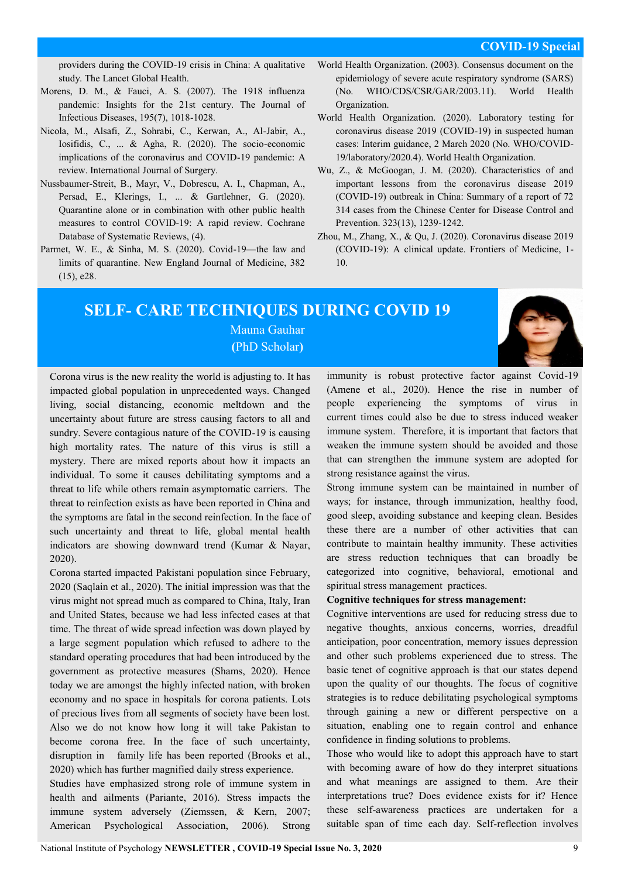providers during the COVID-19 crisis in China: A qualitative study. The Lancet Global Health.

Morens, D. M., & Fauci, A. S. (2007). The 1918 influenza pandemic: Insights for the 21st century. The Journal of Infectious Diseases, 195(7), 1018-1028.

Nicola, M., Alsafi, Z., Sohrabi, C., Kerwan, A., Al-Jabir, A., Iosifidis, C., ... & Agha, R. (2020). The socio-economic implications of the coronavirus and COVID-19 pandemic: A review. International Journal of Surgery.

Nussbaumer-Streit, B., Mayr, V., Dobrescu, A. I., Chapman, A., Persad, E., Klerings, I., ... & Gartlehner, G. (2020). Quarantine alone or in combination with other public health measures to control COVID-19: A rapid review. Cochrane Database of Systematic Reviews, (4).

Parmet, W. E., & Sinha, M. S. (2020). Covid-19—the law and limits of quarantine. New England Journal of Medicine, 382 (15), e28.

World Health Organization. (2003). Consensus document on the epidemiology of severe acute respiratory syndrome (SARS) (No. WHO/CDS/CSR/GAR/2003.11). World Health Organization.

World Health Organization. (2020). Laboratory testing for coronavirus disease 2019 (COVID-19) in suspected human cases: Interim guidance, 2 March 2020 (No. WHO/COVID-19/laboratory/2020.4). World Health Organization.

Wu, Z., & McGoogan, J. M. (2020). Characteristics of and important lessons from the coronavirus disease 2019 (COVID-19) outbreak in China: Summary of a report of 72 314 cases from the Chinese Center for Disease Control and Prevention. 323(13), 1239-1242.

Zhou, M., Zhang, X., & Qu, J. (2020). Coronavirus disease 2019 (COVID-19): A clinical update. Frontiers of Medicine, 1-10.

# SELF- CARE TECHNIQUES DURING COVID 19

Mauna Gauhar

(PhD Scholar)

Corona virus is the new reality the world is adjusting to. It has impacted global population in unprecedented ways. Changed living, social distancing, economic meltdown and the uncertainty about future are stress causing factors to all and sundry. Severe contagious nature of the COVID-19 is causing high mortality rates. The nature of this virus is still a mystery. There are mixed reports about how it impacts an individual. To some it causes debilitating symptoms and a threat to life while others remain asymptomatic carriers. The threat to reinfection exists as have been reported in China and the symptoms are fatal in the second reinfection. In the face of such uncertainty and threat to life, global mental health indicators are showing downward trend (Kumar & Nayar, 2020).

Corona started impacted Pakistani population since February, 2020 (Saqlain et al., 2020). The initial impression was that the virus might not spread much as compared to China, Italy, Iran and United States, because we had less infected cases at that time. The threat of wide spread infection was down played by a large segment population which refused to adhere to the standard operating procedures that had been introduced by the government as protective measures (Shams, 2020). Hence today we are amongst the highly infected nation, with broken economy and no space in hospitals for corona patients. Lots of precious lives from all segments of society have been lost. Also we do not know how long it will take Pakistan to become corona free. In the face of such uncertainty, disruption in family life has been reported (Brooks et al., 2020) which has further magnified daily stress experience.

Studies have emphasized strong role of immune system in health and ailments (Pariante, 2016). Stress impacts the immune system adversely (Ziemssen, & Kern, 2007; American Psychological Association, 2006). Strong immunity is robust protective factor against Covid-19 (Amene et al., 2020). Hence the rise in number of people experiencing the symptoms of virus in current times could also be due to stress induced weaker immune system. Therefore, it is important that factors that weaken the immune system should be avoided and those that can strengthen the immune system are adopted for strong resistance against the virus.

Strong immune system can be maintained in number of ways; for instance, through immunization, healthy food, good sleep, avoiding substance and keeping clean. Besides these there are a number of other activities that can contribute to maintain healthy immunity. These activities are stress reduction techniques that can broadly be categorized into cognitive, behavioral, emotional and spiritual stress management practices.

**Cognitive techniques for stress management:**

Cognitive interventions are used for reducing stress due to negative thoughts, anxious concerns, worries, dreadful anticipation, poor concentration, memory issues depression and other such problems experienced due to stress. The basic tenet of cognitive approach is that our states depend upon the quality of our thoughts. The focus of cognitive strategies is to reduce debilitating psychological symptoms through gaining a new or different perspective on a situation, enabling one to regain control and enhance confidence in finding solutions to problems.

Those who would like to adopt this approach have to start with becoming aware of how do they interpret situations and what meanings are assigned to them. Are their interpretations true? Does evidence exists for it? Hence these self-awareness practices are undertaken for a suitable span of time each day. Self-reflection involves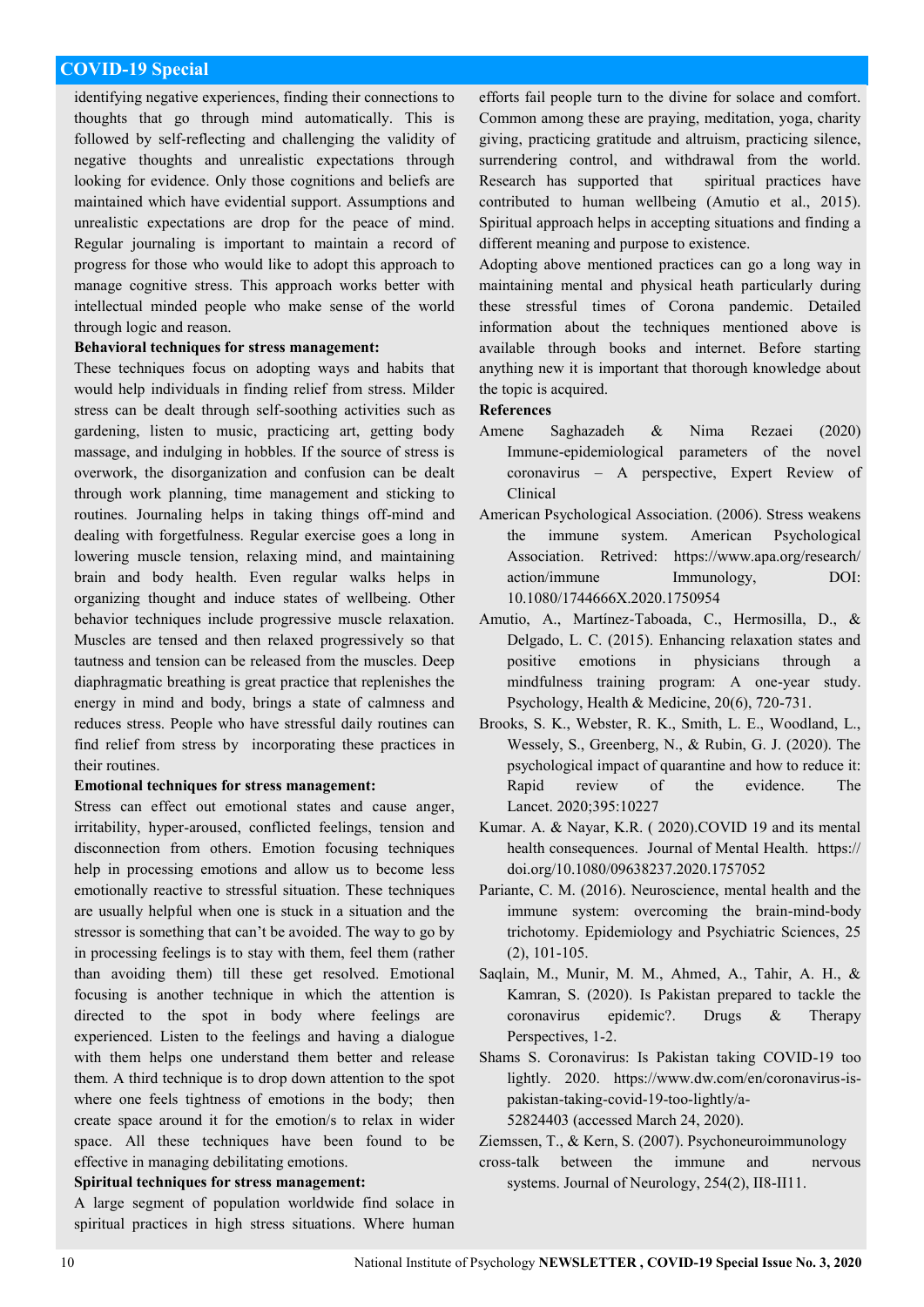identifying negative experiences, finding their connections to thoughts that go through mind automatically. This is followed by self-reflecting and challenging the validity of negative thoughts and unrealistic expectations through looking for evidence. Only those cognitions and beliefs are maintained which have evidential support. Assumptions and unrealistic expectations are drop for the peace of mind. Regular journaling is important to maintain a record of progress for those who would like to adopt this approach to manage cognitive stress. This approach works better with intellectual minded people who make sense of the world through logic and reason.

**Behavioral techniques for stress management:**

These techniques focus on adopting ways and habits that would help individuals in finding relief from stress. Milder stress can be dealt through self-soothing activities such as gardening, listen to music, practicing art, getting body massage, and indulging in hobbies. If the source of stress is overwork, the disorganization and confusion can be dealt through work planning, time management and sticking to routines. Journaling helps in taking things off-mind and dealing with forgetfulness. Regular exercise goes a long in lowering muscle tension, relaxing mind, and maintaining brain and body health. Even regular walks helps in organizing thought and induce states of wellbeing. Other behavior techniques include progressive muscle relaxation. Muscles are tensed and then relaxed progressively so that tautness and tension can be released from the muscles. Deep diaphragmatic breathing is great practice that replenishes the energy in mind and body, brings a state of calmness and reduces stress. People who have stressful daily routines can find relief from stress by incorporating these practices in their routines.

**Emotional techniques for stress management:**

Stress can effect out emotional states and cause anger, irritability, hyper-aroused, conflicted feelings, tension and disconnection from others. Emotion focusing techniques help in processing emotions and allow us to become less emotionally reactive to stressful situation. These techniques are usually helpful when one is stuck in a situation and the stressor is something that can't be avoided. The way to go by in processing feelings is to stay with them, feel them (rather than avoiding them) till these get resolved. Emotional focusing is another technique in which the attention is directed to the spot in body where feelings are experienced. Listen to the feelings and having a dialogue with them helps one understand them better and release them. A third technique is to drop down attention to the spot where one feels tightness of emotions in the body; then create space around it for the emotion/s to relax in wider space. All these techniques have been found to be effective in managing debilitating emotions.

**Spiritual techniques for stress management:**

A large segment of population worldwide find solace in spiritual practices in high stress situations. Where human efforts fail people turn to the divine for solace and comfort. Common among these are praying, meditation, yoga, charity giving, practicing gratitude and altruism, practicing silence, surrendering control, and withdrawal from the world. Research has supported that spiritual practices have contributed to human wellbeing (Amutio et al., 2015). Spiritual approach helps in accepting situations and finding a different meaning and purpose to existence.

Adopting above mentioned practices can go a long way in maintaining mental and physical heath particularly during these stressful times of Corona pandemic. Detailed information about the techniques mentioned above is available through books and internet. Before starting anything new it is important that thorough knowledge about the topic is acquired.

**References**

Amene Saghazadeh & Nima Rezaei (2020) Immune-epidemiological parameters of the novel coronavirus – A perspective, Expert Review of Clinical

American Psychological Association. (2006). Stress weakens the immune system. American Psychological Association. Retrived: https://www.apa.org/research/action/immune Immunology, DOI: 10.1080/1744666X.2020.1750954

Amutio, A., Martínez-Taboada, C., Hermosilla, D., & Delgado, L. C. (2015). Enhancing relaxation states and positive emotions in physicians through a mindfulness training program: A one-year study. Psychology, Health & Medicine, 20(6), 720-731.

Brooks, S. K., Webster, R. K., Smith, L. E., Woodland, L., Wessely, S., Greenberg, N., & Rubin, G. J. (2020). The psychological impact of quarantine and how to reduce it: Rapid review of the evidence. The Lancet. 2020;395:10227

Kumar. A. & Nayar, K.R. ( 2020).COVID 19 and its mental health consequences. Journal of Mental Health. https://doi.org/10.1080/09638237.2020.1757052

Pariante, C. M. (2016). Neuroscience, mental health and the immune system: overcoming the brain-mind-body trichotomy. Epidemiology and Psychiatric Sciences, 25 (2), 101-105.

Saqlain, M., Munir, M. M., Ahmed, A., Tahir, A. H., & Kamran, S. (2020). Is Pakistan prepared to tackle the coronavirus epidemic?. Drugs & Therapy Perspectives, 1-2.

Shams S. Coronavirus: Is Pakistan taking COVID-19 too lightly. 2020. https://www.dw.com/en/coronavirus-is-pakistan-taking-covid-19-too-lightly/a-52824403 (accessed March 24, 2020).

Ziemssen, T., & Kern, S. (2007). Psychoneuroimmunology cross-talk between the immune and nervous systems. Journal of Neurology, 254(2), II8-II11.